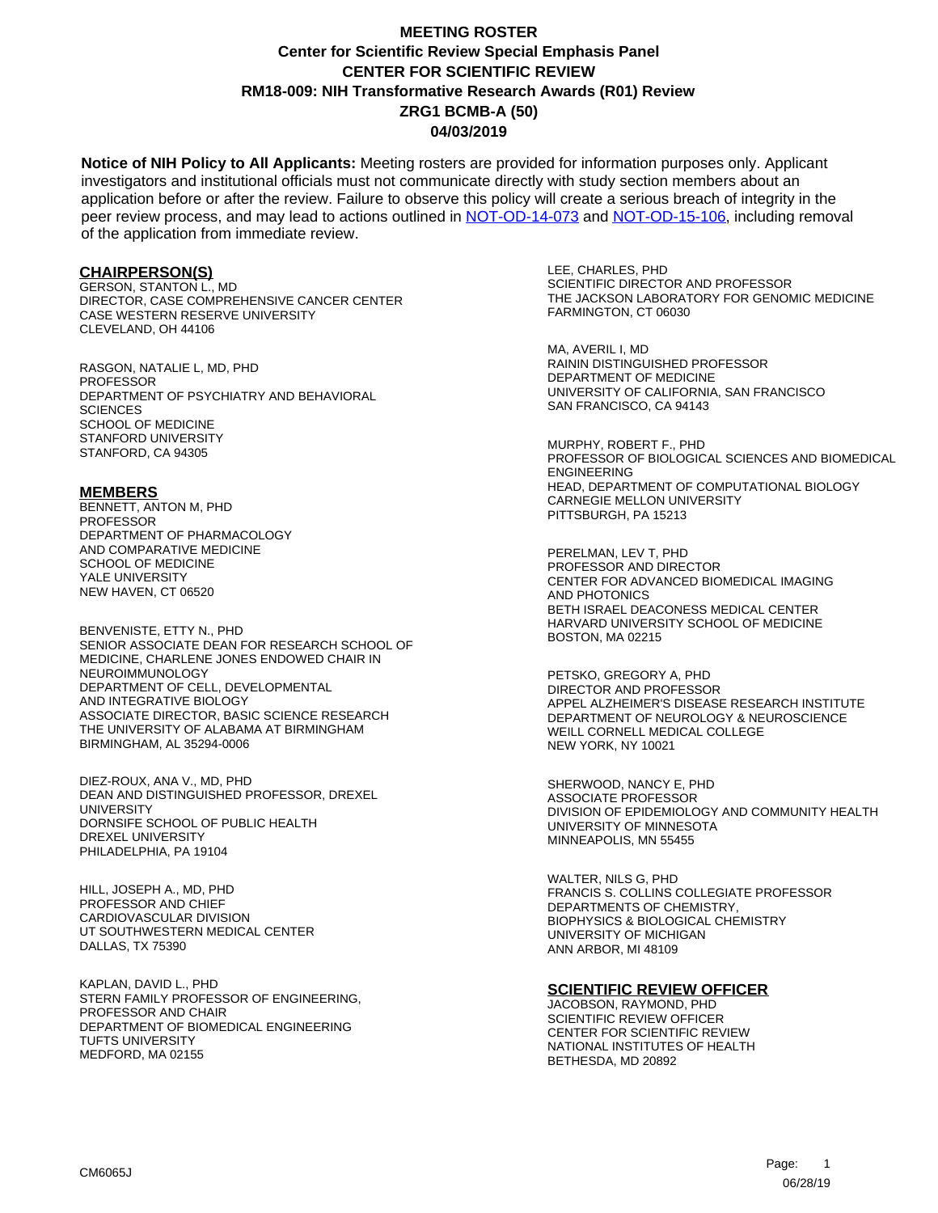# MEETING ROSTER
## Center for Scientific Review Special Emphasis Panel
## CENTER FOR SCIENTIFIC REVIEW
## RM18-009: NIH Transformative Research Awards (R01) Review
## ZRG1 BCMB-A (50)
## 04/03/2019

**Notice of NIH Policy to All Applicants:** Meeting rosters are provided for information purposes only. Applicant investigators and institutional officials must not communicate directly with study section members about an application before or after the review. Failure to observe this policy will create a serious breach of integrity in the peer review process, and may lead to actions outlined in NOT-OD-14-073 and NOT-OD-15-106, including removal of the application from immediate review.

### CHAIRPERSON(S)

GERSON, STANTON L., MD
DIRECTOR, CASE COMPREHENSIVE CANCER CENTER
CASE WESTERN RESERVE UNIVERSITY
CLEVELAND, OH 44106

RASGON, NATALIE L, MD, PHD
PROFESSOR
DEPARTMENT OF PSYCHIATRY AND BEHAVIORAL SCIENCES
SCHOOL OF MEDICINE
STANFORD UNIVERSITY
STANFORD, CA 94305

### MEMBERS

BENNETT, ANTON M, PHD
PROFESSOR
DEPARTMENT OF PHARMACOLOGY AND COMPARATIVE MEDICINE
SCHOOL OF MEDICINE
YALE UNIVERSITY
NEW HAVEN, CT 06520

BENVENISTE, ETTY N., PHD
SENIOR ASSOCIATE DEAN FOR RESEARCH SCHOOL OF MEDICINE, CHARLENE JONES ENDOWED CHAIR IN NEUROIMMUNOLOGY
DEPARTMENT OF CELL, DEVELOPMENTAL AND INTEGRATIVE BIOLOGY
ASSOCIATE DIRECTOR, BASIC SCIENCE RESEARCH
THE UNIVERSITY OF ALABAMA AT BIRMINGHAM
BIRMINGHAM, AL 35294-0006

DIEZ-ROUX, ANA V., MD, PHD
DEAN AND DISTINGUISHED PROFESSOR, DREXEL UNIVERSITY
DORNSIFE SCHOOL OF PUBLIC HEALTH
DREXEL UNIVERSITY
PHILADELPHIA, PA 19104

HILL, JOSEPH A., MD, PHD
PROFESSOR AND CHIEF
CARDIOVASCULAR DIVISION
UT SOUTHWESTERN MEDICAL CENTER
DALLAS, TX 75390

KAPLAN, DAVID L., PHD
STERN FAMILY PROFESSOR OF ENGINEERING, PROFESSOR AND CHAIR
DEPARTMENT OF BIOMEDICAL ENGINEERING
TUFTS UNIVERSITY
MEDFORD, MA 02155

LEE, CHARLES, PHD
SCIENTIFIC DIRECTOR AND PROFESSOR
THE JACKSON LABORATORY FOR GENOMIC MEDICINE
FARMINGTON, CT 06030

MA, AVERIL I, MD
RAININ DISTINGUISHED PROFESSOR
DEPARTMENT OF MEDICINE
UNIVERSITY OF CALIFORNIA, SAN FRANCISCO
SAN FRANCISCO, CA 94143

MURPHY, ROBERT F., PHD
PROFESSOR OF BIOLOGICAL SCIENCES AND BIOMEDICAL ENGINEERING
HEAD, DEPARTMENT OF COMPUTATIONAL BIOLOGY
CARNEGIE MELLON UNIVERSITY
PITTSBURGH, PA 15213

PERELMAN, LEV T, PHD
PROFESSOR AND DIRECTOR
CENTER FOR ADVANCED BIOMEDICAL IMAGING AND PHOTONICS
BETH ISRAEL DEACONESS MEDICAL CENTER
HARVARD UNIVERSITY SCHOOL OF MEDICINE
BOSTON, MA 02215

PETSKO, GREGORY A, PHD
DIRECTOR AND PROFESSOR
APPEL ALZHEIMER'S DISEASE RESEARCH INSTITUTE
DEPARTMENT OF NEUROLOGY & NEUROSCIENCE
WEILL CORNELL MEDICAL COLLEGE
NEW YORK, NY 10021

SHERWOOD, NANCY E, PHD
ASSOCIATE PROFESSOR
DIVISION OF EPIDEMIOLOGY AND COMMUNITY HEALTH
UNIVERSITY OF MINNESOTA
MINNEAPOLIS, MN 55455

WALTER, NILS G, PHD
FRANCIS S. COLLINS COLLEGIATE PROFESSOR
DEPARTMENTS OF CHEMISTRY, BIOPHYSICS & BIOLOGICAL CHEMISTRY
UNIVERSITY OF MICHIGAN
ANN ARBOR, MI 48109

### SCIENTIFIC REVIEW OFFICER

JACOBSON, RAYMOND, PHD
SCIENTIFIC REVIEW OFFICER
CENTER FOR SCIENTIFIC REVIEW
NATIONAL INSTITUTES OF HEALTH
BETHESDA, MD 20892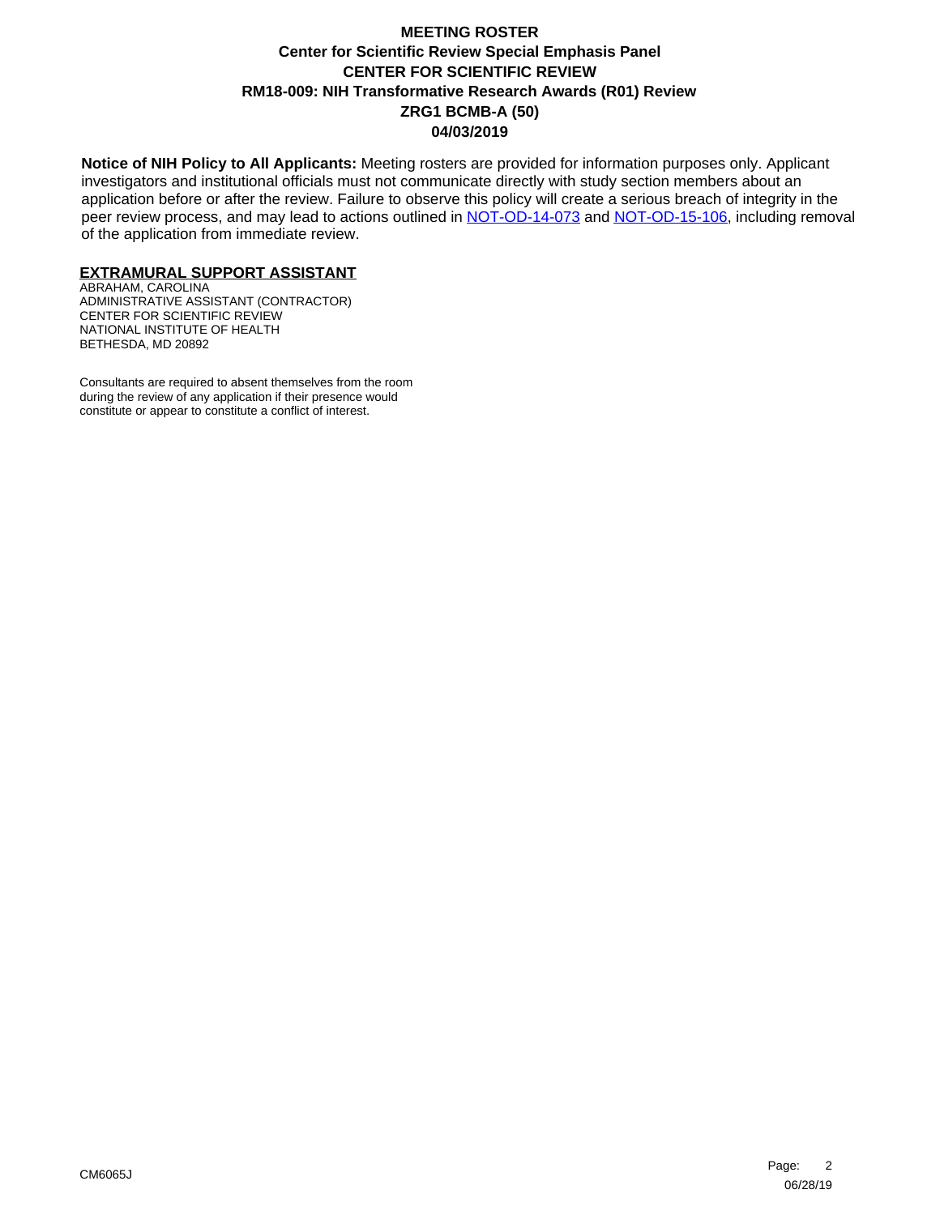**MEETING ROSTER**
**Center for Scientific Review Special Emphasis Panel**
**CENTER FOR SCIENTIFIC REVIEW**
**RM18-009: NIH Transformative Research Awards (R01) Review**
**ZRG1 BCMB-A (50)**
**04/03/2019**

**Notice of NIH Policy to All Applicants:** Meeting rosters are provided for information purposes only. Applicant investigators and institutional officials must not communicate directly with study section members about an application before or after the review. Failure to observe this policy will create a serious breach of integrity in the peer review process, and may lead to actions outlined in NOT-OD-14-073 and NOT-OD-15-106, including removal of the application from immediate review.

**EXTRAMURAL SUPPORT ASSISTANT**

ABRAHAM, CAROLINA
ADMINISTRATIVE ASSISTANT (CONTRACTOR)
CENTER FOR SCIENTIFIC REVIEW
NATIONAL INSTITUTE OF HEALTH
BETHESDA, MD 20892

Consultants are required to absent themselves from the room during the review of any application if their presence would constitute or appear to constitute a conflict of interest.